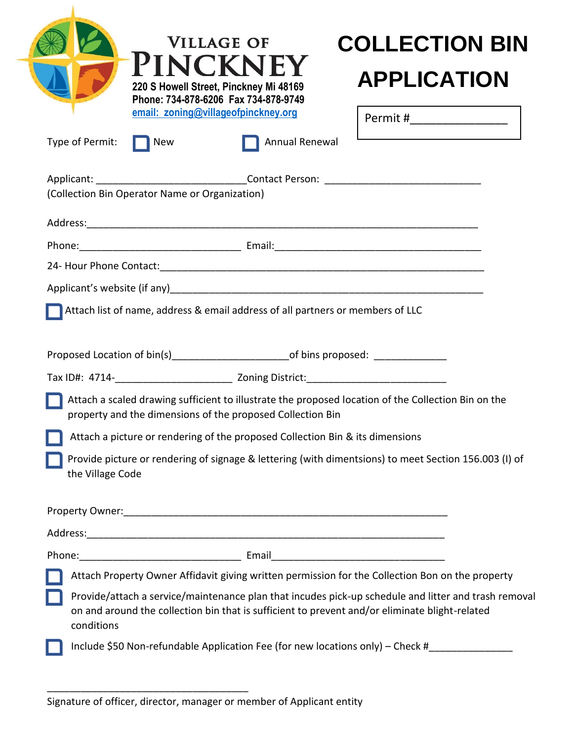# Village of PINCKNEY

220 S Howell Street, Pinckney Mi 48169
Phone: 734-878-6206 Fax 734-878-9749
email: zoning@villageofpinckney.org

# COLLECTION BIN APPLICATION

Permit #_______________

Type of Permit: ☐ New ☐ Annual Renewal

Applicant: ___________________________Contact Person: ____________________________
(Collection Bin Operator Name or Organization)

Address:_____________________________________________________________________

Phone:_____________________________ Email:______________________________________

24- Hour Phone Contact:______________________________________________________________

Applicant's website (if any)_____________________________________________________________

☐ Attach list of name, address & email address of all partners or members of LLC

Proposed Location of bin(s)_____________________of bins proposed: _____________

Tax ID#: 4714-_____________________ Zoning District:_________________________

☐ Attach a scaled drawing sufficient to illustrate the proposed location of the Collection Bin on the property and the dimensions of the proposed Collection Bin

☐ Attach a picture or rendering of the proposed Collection Bin & its dimensions

☐ Provide picture or rendering of signage & lettering (with dimentsions) to meet Section 156.003 (I) of the Village Code

Property Owner:___________________________________________________________

Address:_________________________________________________________________

Phone:_____________________________ Email_______________________________

☐ Attach Property Owner Affidavit giving written permission for the Collection Bon on the property

☐ Provide/attach a service/maintenance plan that incudes pick-up schedule and litter and trash removal on and around the collection bin that is sufficient to prevent and/or eliminate blight-related conditions

☐ Include $50 Non-refundable Application Fee (for new locations only) – Check #______________

____________________________________
Signature of officer, director, manager or member of Applicant entity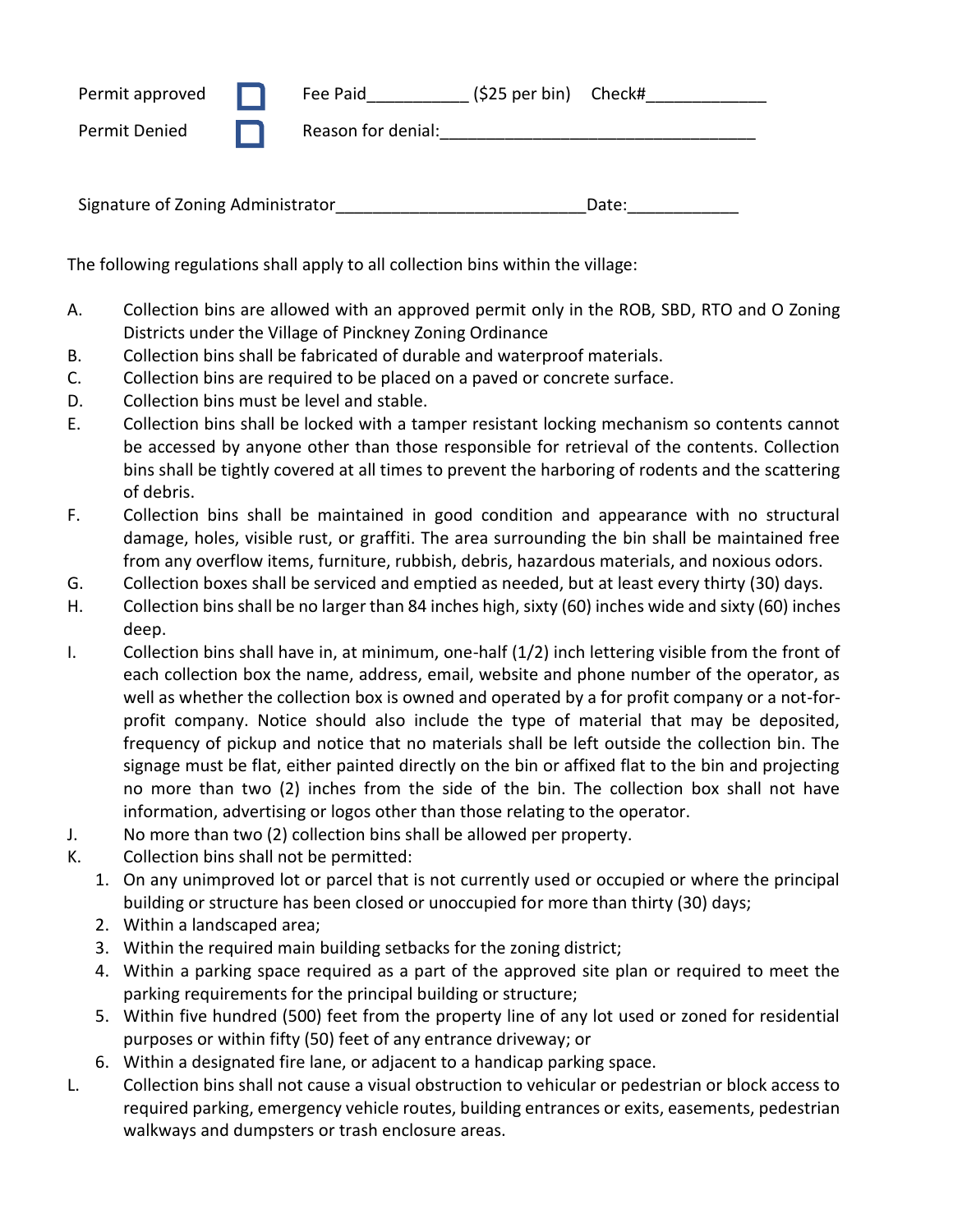Permit approved ☐ Fee Paid__________ ($25 per bin) Check#____________

Permit Denied ☐ Reason for denial:_________________________________

Signature of Zoning Administrator_________________________Date:___________

The following regulations shall apply to all collection bins within the village:

A. Collection bins are allowed with an approved permit only in the ROB, SBD, RTO and O Zoning Districts under the Village of Pinckney Zoning Ordinance
B. Collection bins shall be fabricated of durable and waterproof materials.
C. Collection bins are required to be placed on a paved or concrete surface.
D. Collection bins must be level and stable.
E. Collection bins shall be locked with a tamper resistant locking mechanism so contents cannot be accessed by anyone other than those responsible for retrieval of the contents. Collection bins shall be tightly covered at all times to prevent the harboring of rodents and the scattering of debris.
F. Collection bins shall be maintained in good condition and appearance with no structural damage, holes, visible rust, or graffiti. The area surrounding the bin shall be maintained free from any overflow items, furniture, rubbish, debris, hazardous materials, and noxious odors.
G. Collection boxes shall be serviced and emptied as needed, but at least every thirty (30) days.
H. Collection bins shall be no larger than 84 inches high, sixty (60) inches wide and sixty (60) inches deep.
I. Collection bins shall have in, at minimum, one-half (1/2) inch lettering visible from the front of each collection box the name, address, email, website and phone number of the operator, as well as whether the collection box is owned and operated by a for profit company or a not-for-profit company. Notice should also include the type of material that may be deposited, frequency of pickup and notice that no materials shall be left outside the collection bin. The signage must be flat, either painted directly on the bin or affixed flat to the bin and projecting no more than two (2) inches from the side of the bin. The collection box shall not have information, advertising or logos other than those relating to the operator.
J. No more than two (2) collection bins shall be allowed per property.
K. Collection bins shall not be permitted:
   1. On any unimproved lot or parcel that is not currently used or occupied or where the principal building or structure has been closed or unoccupied for more than thirty (30) days;
   2. Within a landscaped area;
   3. Within the required main building setbacks for the zoning district;
   4. Within a parking space required as a part of the approved site plan or required to meet the parking requirements for the principal building or structure;
   5. Within five hundred (500) feet from the property line of any lot used or zoned for residential purposes or within fifty (50) feet of any entrance driveway; or
   6. Within a designated fire lane, or adjacent to a handicap parking space.
L. Collection bins shall not cause a visual obstruction to vehicular or pedestrian or block access to required parking, emergency vehicle routes, building entrances or exits, easements, pedestrian walkways and dumpsters or trash enclosure areas.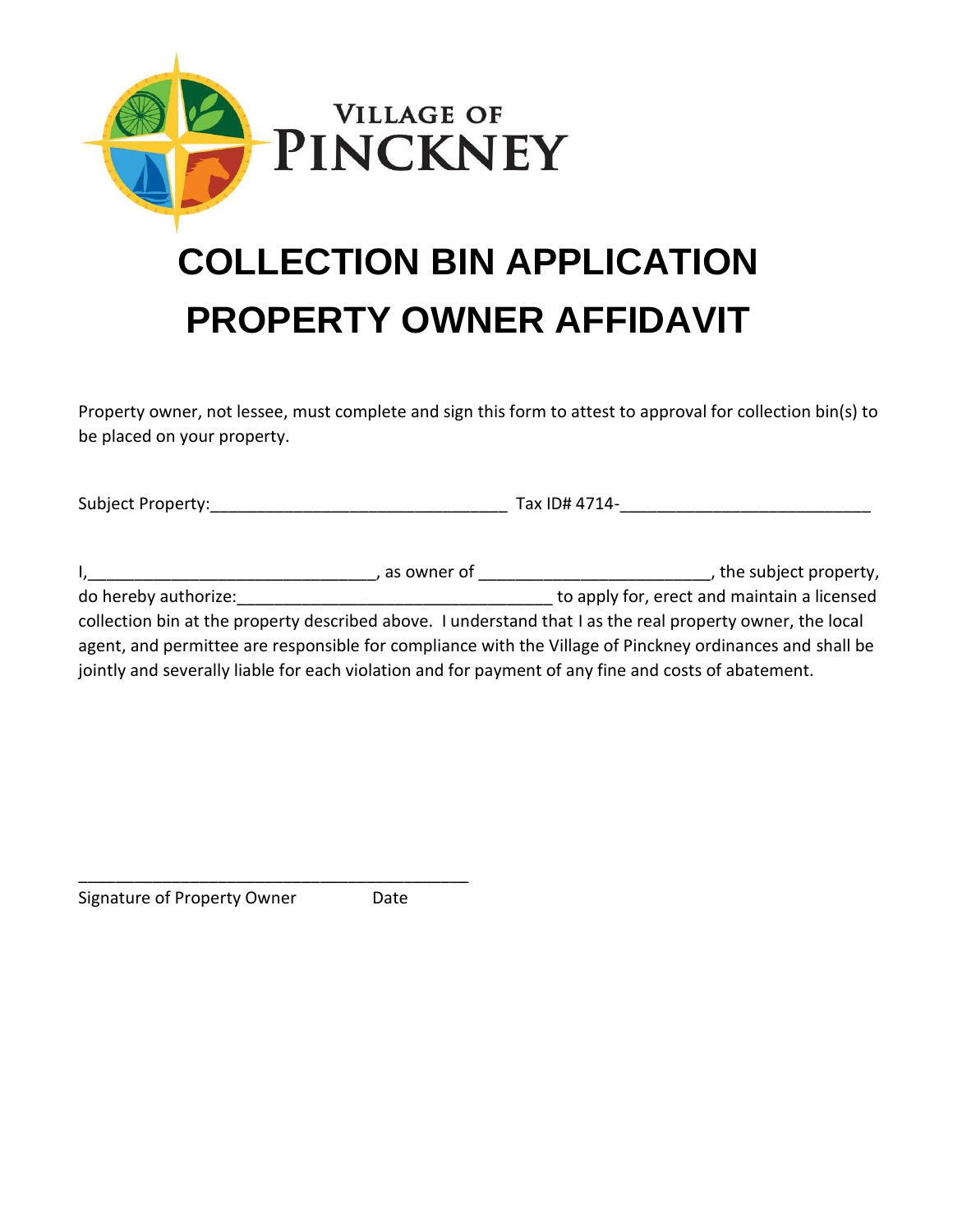VILLAGE OF
PINCKNEY

# COLLECTION BIN APPLICATION

# PROPERTY OWNER AFFIDAVIT

Property owner, not lessee, must complete and sign this form to attest to approval for collection bin(s) to be placed on your property.

Subject Property:_________________________________ Tax ID# 4714-____________________________

I,________________________________, as owner of __________________________, the subject property, do hereby authorize:___________________________________ to apply for, erect and maintain a licensed collection bin at the property described above. I understand that I as the real property owner, the local agent, and permittee are responsible for compliance with the Village of Pinckney ordinances and shall be jointly and severally liable for each violation and for payment of any fine and costs of abatement.

____________________________________________

Signature of Property Owner Date